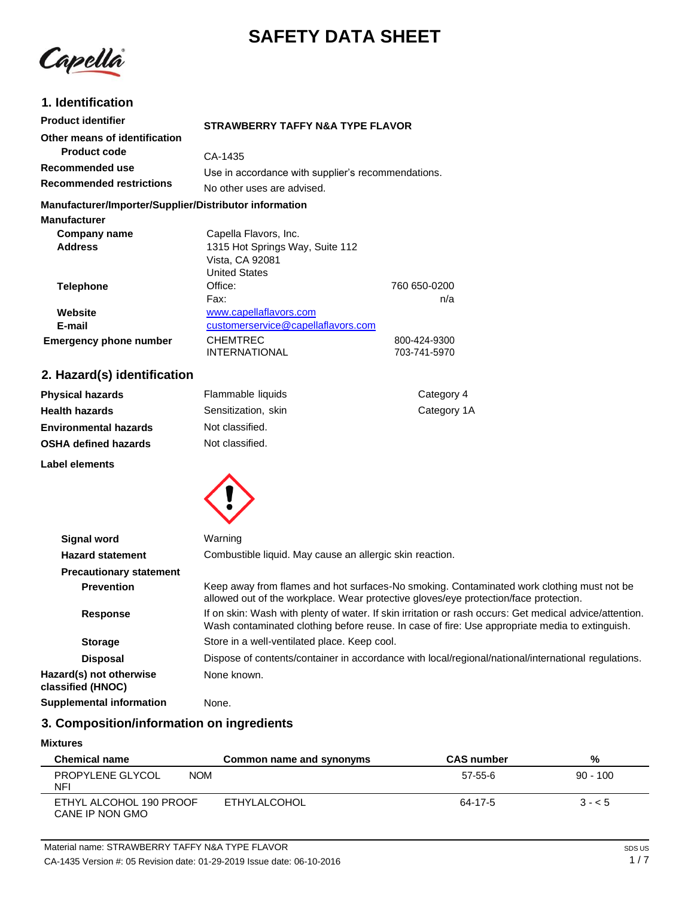# SAFETY DATA SHEET

## 1. Identification

**Product identifier** STRAWBERRY TAFFY N&A TYPE FLAVOR

**Other means of identification**

**Product code** CA-1435

**Recommended use** Use in accordance with supplier's recommendations.

**Recommended restrictions** No other uses are advised.

**Manufacturer/Importer/Supplier/Distributor information**

**Manufacturer**

**Company name** Capella Flavors, Inc.

**Address** 1315 Hot Springs Way, Suite 112
Vista, CA 92081
United States

**Telephone** Office: 760 650-0200
Fax: n/a

**Website** www.capellaflavors.com

**E-mail** customerservice@capellaflavors.com

**Emergency phone number** CHEMTREC 800-424-9300
INTERNATIONAL 703-741-5970

## 2. Hazard(s) identification

| | | |
|---|---|---|
| **Physical hazards** | Flammable liquids | Category 4 |
| **Health hazards** | Sensitization, skin | Category 1A |
| **Environmental hazards** | Not classified. | |
| **OSHA defined hazards** | Not classified. | |

**Label elements**

**Signal word** Warning

**Hazard statement** Combustible liquid. May cause an allergic skin reaction.

**Precautionary statement**

**Prevention** Keep away from flames and hot surfaces-No smoking. Contaminated work clothing must not be allowed out of the workplace. Wear protective gloves/eye protection/face protection.

**Response** If on skin: Wash with plenty of water. If skin irritation or rash occurs: Get medical advice/attention. Wash contaminated clothing before reuse. In case of fire: Use appropriate media to extinguish.

**Storage** Store in a well-ventilated place. Keep cool.

**Disposal** Dispose of contents/container in accordance with local/regional/national/international regulations.

**Hazard(s) not otherwise classified (HNOC)** None known.

**Supplemental information** None.

## 3. Composition/information on ingredients

**Mixtures**

| Chemical name | Common name and synonyms | CAS number | % |
|---|---|---|---|
| PROPYLENE GLYCOL NOM NFI | | 57-55-6 | 90 - 100 |
| ETHYL ALCOHOL 190 PROOF CANE IP NON GMO | ETHYLALCOHOL | 64-17-5 | 3 - < 5 |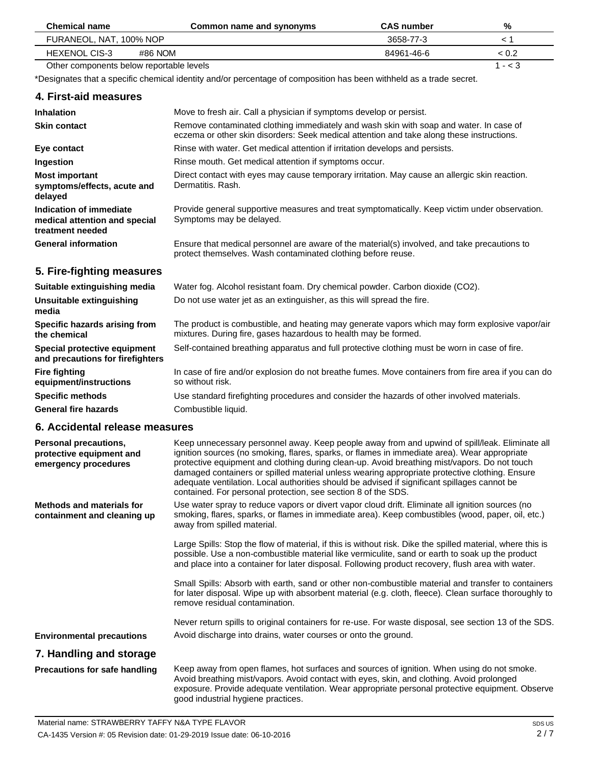| Chemical name | Common name and synonyms | CAS number | % |
| --- | --- | --- | --- |
| FURANEOL, NAT, 100% NOP | | 3658-77-3 | < 1 |
| HEXENOL CIS-3 #86 NOM | | 84961-46-6 | < 0.2 |
| Other components below reportable levels | | | 1 - < 3 |

*Designates that a specific chemical identity and/or percentage of composition has been withheld as a trade secret.

## 4. First-aid measures

**Inhalation**
Move to fresh air. Call a physician if symptoms develop or persist.

**Skin contact**
Remove contaminated clothing immediately and wash skin with soap and water. In case of eczema or other skin disorders: Seek medical attention and take along these instructions.

**Eye contact**
Rinse with water. Get medical attention if irritation develops and persists.

**Ingestion**
Rinse mouth. Get medical attention if symptoms occur.

**Most important symptoms/effects, acute and delayed**
Direct contact with eyes may cause temporary irritation. May cause an allergic skin reaction. Dermatitis. Rash.

**Indication of immediate medical attention and special treatment needed**
Provide general supportive measures and treat symptomatically. Keep victim under observation. Symptoms may be delayed.

**General information**
Ensure that medical personnel are aware of the material(s) involved, and take precautions to protect themselves. Wash contaminated clothing before reuse.

## 5. Fire-fighting measures

**Suitable extinguishing media**
Water fog. Alcohol resistant foam. Dry chemical powder. Carbon dioxide ($CO_2$).

**Unsuitable extinguishing media**
Do not use water jet as an extinguisher, as this will spread the fire.

**Specific hazards arising from the chemical**
The product is combustible, and heating may generate vapors which may form explosive vapor/air mixtures. During fire, gases hazardous to health may be formed.

**Special protective equipment and precautions for firefighters**
Self-contained breathing apparatus and full protective clothing must be worn in case of fire.

**Fire fighting equipment/instructions**
In case of fire and/or explosion do not breathe fumes. Move containers from fire area if you can do so without risk.

**Specific methods**
Use standard firefighting procedures and consider the hazards of other involved materials.

**General fire hazards**
Combustible liquid.

## 6. Accidental release measures

**Personal precautions, protective equipment and emergency procedures**
Keep unnecessary personnel away. Keep people away from and upwind of spill/leak. Eliminate all ignition sources (no smoking, flares, sparks, or flames in immediate area). Wear appropriate protective equipment and clothing during clean-up. Avoid breathing mist/vapors. Do not touch damaged containers or spilled material unless wearing appropriate protective clothing. Ensure adequate ventilation. Local authorities should be advised if significant spillages cannot be contained. For personal protection, see section 8 of the SDS.

**Methods and materials for containment and cleaning up**
Use water spray to reduce vapors or divert vapor cloud drift. Eliminate all ignition sources (no smoking, flares, sparks, or flames in immediate area). Keep combustibles (wood, paper, oil, etc.) away from spilled material.

Large Spills: Stop the flow of material, if this is without risk. Dike the spilled material, where this is possible. Use a non-combustible material like vermiculite, sand or earth to soak up the product and place into a container for later disposal. Following product recovery, flush area with water.

Small Spills: Absorb with earth, sand or other non-combustible material and transfer to containers for later disposal. Wipe up with absorbent material (e.g. cloth, fleece). Clean surface thoroughly to remove residual contamination.

Never return spills to original containers for re-use. For waste disposal, see section 13 of the SDS.

**Environmental precautions**
Avoid discharge into drains, water courses or onto the ground.

## 7. Handling and storage

**Precautions for safe handling**
Keep away from open flames, hot surfaces and sources of ignition. When using do not smoke. Avoid breathing mist/vapors. Avoid contact with eyes, skin, and clothing. Avoid prolonged exposure. Provide adequate ventilation. Wear appropriate personal protective equipment. Observe good industrial hygiene practices.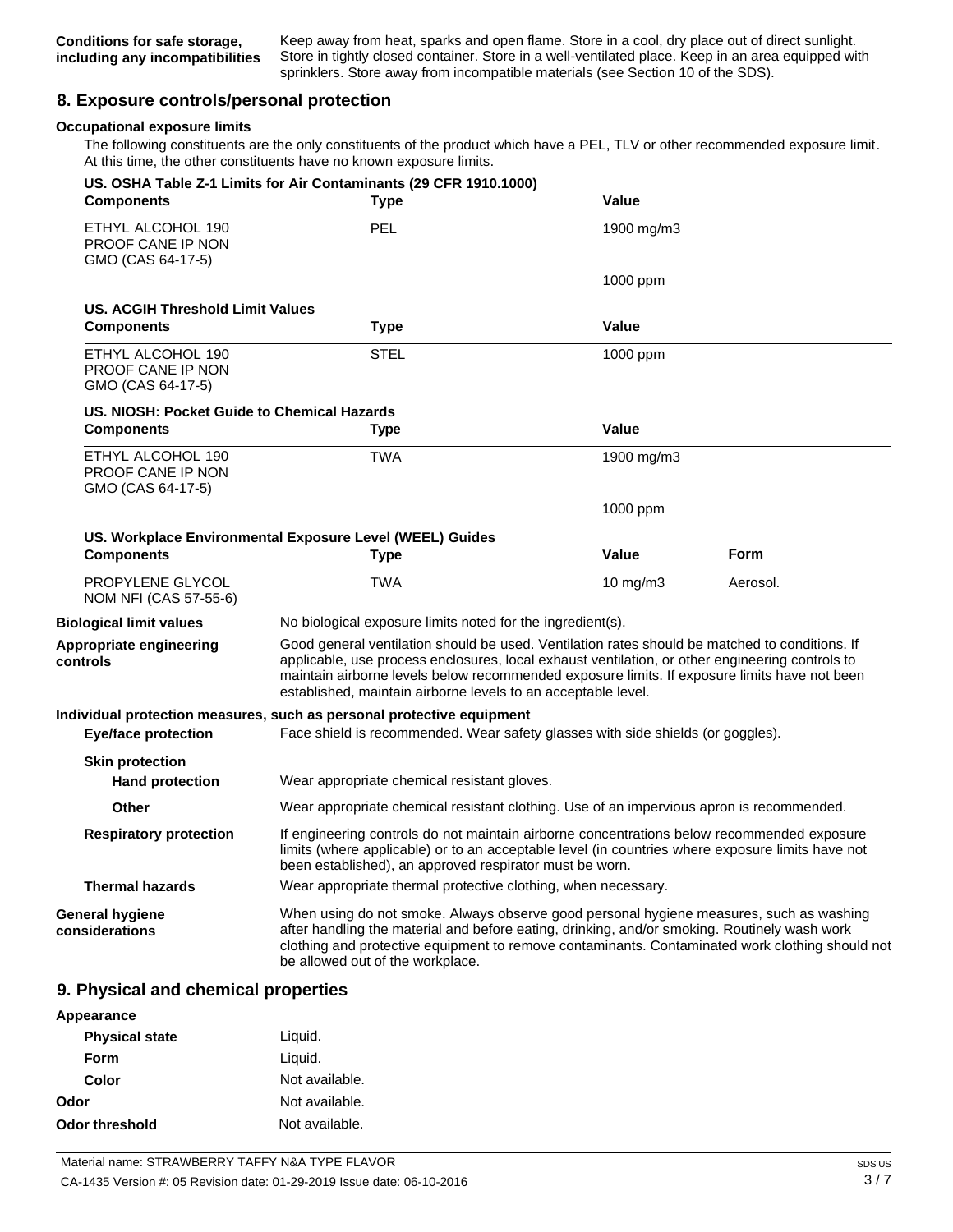**Conditions for safe storage, including any incompatibilities** Keep away from heat, sparks and open flame. Store in a cool, dry place out of direct sunlight. Store in tightly closed container. Store in a well-ventilated place. Keep in an area equipped with sprinklers. Store away from incompatible materials (see Section 10 of the SDS).

## 8. Exposure controls/personal protection

**Occupational exposure limits**

The following constituents are the only constituents of the product which have a PEL, TLV or other recommended exposure limit. At this time, the other constituents have no known exposure limits.

**US. OSHA Table Z-1 Limits for Air Contaminants (29 CFR 1910.1000)**

| Components | Type | Value |
|---|---|---|
| ETHYL ALCOHOL 190 PROOF CANE IP NON GMO (CAS 64-17-5) | PEL | 1900 mg/m3 |
| | | 1000 ppm |

**US. ACGIH Threshold Limit Values**

| Components | Type | Value |
|---|---|---|
| ETHYL ALCOHOL 190 PROOF CANE IP NON GMO (CAS 64-17-5) | STEL | 1000 ppm |

**US. NIOSH: Pocket Guide to Chemical Hazards**

| Components | Type | Value |
|---|---|---|
| ETHYL ALCOHOL 190 PROOF CANE IP NON GMO (CAS 64-17-5) | TWA | 1900 mg/m3 |
| | | 1000 ppm |

**US. Workplace Environmental Exposure Level (WEEL) Guides**

| Components | Type | Value | Form |
|---|---|---|---|
| PROPYLENE GLYCOL NOM NFI (CAS 57-55-6) | TWA | 10 mg/m3 | Aerosol. |

**Biological limit values** No biological exposure limits noted for the ingredient(s).

**Appropriate engineering controls** Good general ventilation should be used. Ventilation rates should be matched to conditions. If applicable, use process enclosures, local exhaust ventilation, or other engineering controls to maintain airborne levels below recommended exposure limits. If exposure limits have not been established, maintain airborne levels to an acceptable level.

**Individual protection measures, such as personal protective equipment**

**Eye/face protection** Face shield is recommended. Wear safety glasses with side shields (or goggles).

**Skin protection**

**Hand protection** Wear appropriate chemical resistant gloves.

**Other** Wear appropriate chemical resistant clothing. Use of an impervious apron is recommended.

**Respiratory protection** If engineering controls do not maintain airborne concentrations below recommended exposure limits (where applicable) or to an acceptable level (in countries where exposure limits have not been established), an approved respirator must be worn.

**Thermal hazards** Wear appropriate thermal protective clothing, when necessary.

**General hygiene considerations** When using do not smoke. Always observe good personal hygiene measures, such as washing after handling the material and before eating, drinking, and/or smoking. Routinely wash work clothing and protective equipment to remove contaminants. Contaminated work clothing should not be allowed out of the workplace.

## 9. Physical and chemical properties

**Appearance**

**Physical state** Liquid.

**Form** Liquid.

**Color** Not available.

**Odor** Not available.

**Odor threshold** Not available.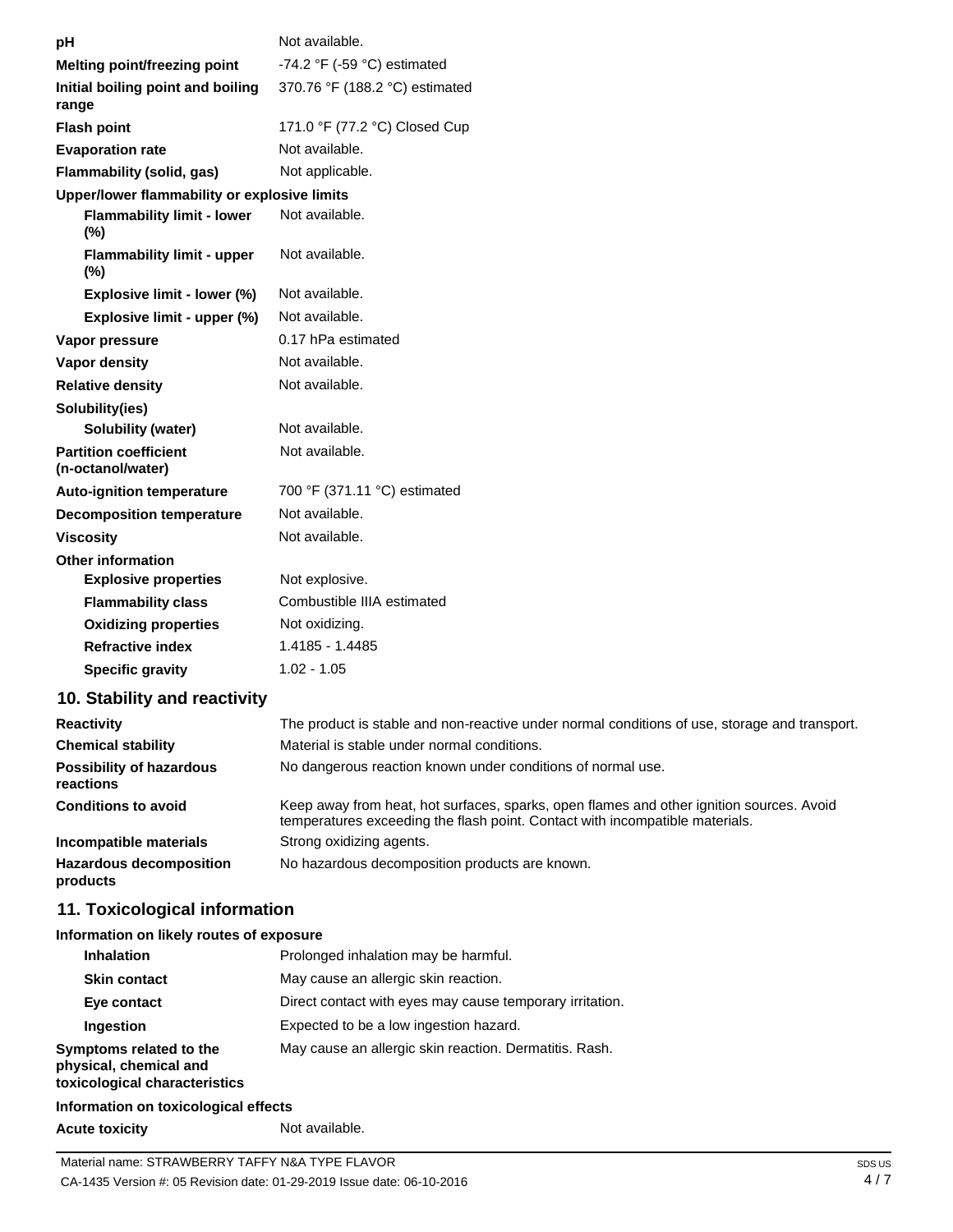| | |
|---|---|
| **pH** | Not available. |
| **Melting point/freezing point** | -74.2 °F (-59 °C) estimated |
| **Initial boiling point and boiling range** | 370.76 °F (188.2 °C) estimated |
| **Flash point** | 171.0 °F (77.2 °C) Closed Cup |
| **Evaporation rate** | Not available. |
| **Flammability (solid, gas)** | Not applicable. |
| **Upper/lower flammability or explosive limits** | |
| **Flammability limit - lower (%)** | Not available. |
| **Flammability limit - upper (%)** | Not available. |
| **Explosive limit - lower (%)** | Not available. |
| **Explosive limit - upper (%)** | Not available. |
| **Vapor pressure** | 0.17 hPa estimated |
| **Vapor density** | Not available. |
| **Relative density** | Not available. |
| **Solubility(ies)** | |
| **Solubility (water)** | Not available. |
| **Partition coefficient (n-octanol/water)** | Not available. |
| **Auto-ignition temperature** | 700 °F (371.11 °C) estimated |
| **Decomposition temperature** | Not available. |
| **Viscosity** | Not available. |
| **Other information** | |
| **Explosive properties** | Not explosive. |
| **Flammability class** | Combustible IIIA estimated |
| **Oxidizing properties** | Not oxidizing. |
| **Refractive index** | 1.4185 - 1.4485 |
| **Specific gravity** | 1.02 - 1.05 |

## 10. Stability and reactivity

| | |
|---|---|
| **Reactivity** | The product is stable and non-reactive under normal conditions of use, storage and transport. |
| **Chemical stability** | Material is stable under normal conditions. |
| **Possibility of hazardous reactions** | No dangerous reaction known under conditions of normal use. |
| **Conditions to avoid** | Keep away from heat, hot surfaces, sparks, open flames and other ignition sources. Avoid temperatures exceeding the flash point. Contact with incompatible materials. |
| **Incompatible materials** | Strong oxidizing agents. |
| **Hazardous decomposition products** | No hazardous decomposition products are known. |

## 11. Toxicological information

**Information on likely routes of exposure**

| | |
|---|---|
| **Inhalation** | Prolonged inhalation may be harmful. |
| **Skin contact** | May cause an allergic skin reaction. |
| **Eye contact** | Direct contact with eyes may cause temporary irritation. |
| **Ingestion** | Expected to be a low ingestion hazard. |
| **Symptoms related to the physical, chemical and toxicological characteristics** | May cause an allergic skin reaction. Dermatitis. Rash. |

**Information on toxicological effects**

| | |
|---|---|
| **Acute toxicity** | Not available. |

Material name: STRAWBERRY TAFFY N&A TYPE FLAVOR
CA-1435 Version #: 05 Revision date: 01-29-2019 Issue date: 06-10-2016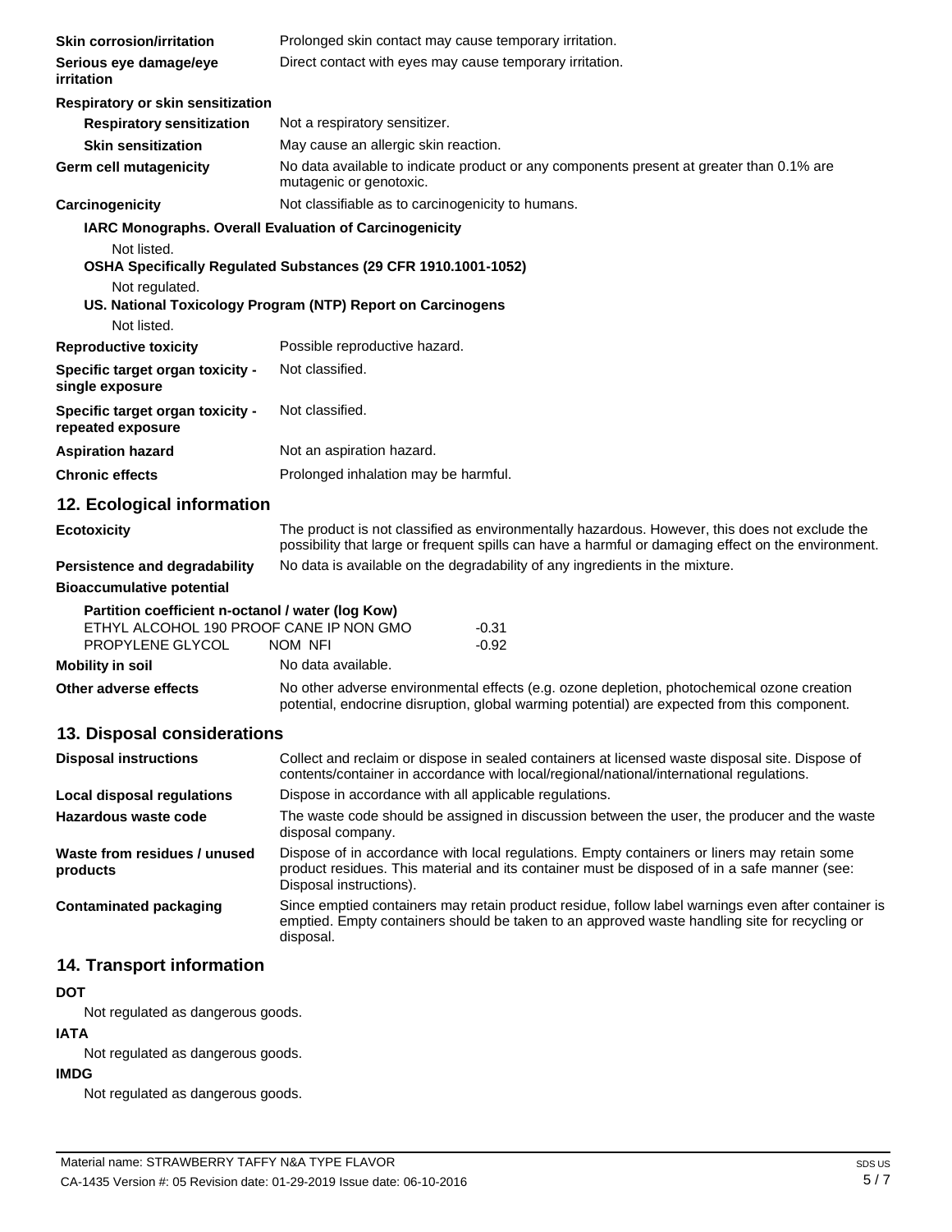| | |
|---|---|
| **Skin corrosion/irritation** | Prolonged skin contact may cause temporary irritation. |
| **Serious eye damage/eye irritation** | Direct contact with eyes may cause temporary irritation. |

**Respiratory or skin sensitization**

| | |
|---|---|
| **Respiratory sensitization** | Not a respiratory sensitizer. |
| **Skin sensitization** | May cause an allergic skin reaction. |
| **Germ cell mutagenicity** | No data available to indicate product or any components present at greater than 0.1% are mutagenic or genotoxic. |
| **Carcinogenicity** | Not classifiable as to carcinogenicity to humans. |

**IARC Monographs. Overall Evaluation of Carcinogenicity**

Not listed.

**OSHA Specifically Regulated Substances (29 CFR 1910.1001-1052)**

Not regulated.

**US. National Toxicology Program (NTP) Report on Carcinogens**

Not listed.

| | |
|---|---|
| **Reproductive toxicity** | Possible reproductive hazard. |
| **Specific target organ toxicity - single exposure** | Not classified. |
| **Specific target organ toxicity - repeated exposure** | Not classified. |
| **Aspiration hazard** | Not an aspiration hazard. |
| **Chronic effects** | Prolonged inhalation may be harmful. |

## 12. Ecological information

| | |
|---|---|
| **Ecotoxicity** | The product is not classified as environmentally hazardous. However, this does not exclude the possibility that large or frequent spills can have a harmful or damaging effect on the environment. |
| **Persistence and degradability** | No data is available on the degradability of any ingredients in the mixture. |

**Bioaccumulative potential**

**Partition coefficient n-octanol / water (log Kow)**

| | |
|---|---|
| ETHYL ALCOHOL 190 PROOF CANE IP NON GMO | -0.31 |
| PROPYLENE GLYCOL NOM NFI | -0.92 |

| | |
|---|---|
| **Mobility in soil** | No data available. |
| **Other adverse effects** | No other adverse environmental effects (e.g. ozone depletion, photochemical ozone creation potential, endocrine disruption, global warming potential) are expected from this component. |

## 13. Disposal considerations

| | |
|---|---|
| **Disposal instructions** | Collect and reclaim or dispose in sealed containers at licensed waste disposal site. Dispose of contents/container in accordance with local/regional/national/international regulations. |
| **Local disposal regulations** | Dispose in accordance with all applicable regulations. |
| **Hazardous waste code** | The waste code should be assigned in discussion between the user, the producer and the waste disposal company. |
| **Waste from residues / unused products** | Dispose of in accordance with local regulations. Empty containers or liners may retain some product residues. This material and its container must be disposed of in a safe manner (see: Disposal instructions). |
| **Contaminated packaging** | Since emptied containers may retain product residue, follow label warnings even after container is emptied. Empty containers should be taken to an approved waste handling site for recycling or disposal. |

## 14. Transport information

**DOT**

Not regulated as dangerous goods.

**IATA**

Not regulated as dangerous goods.

**IMDG**

Not regulated as dangerous goods.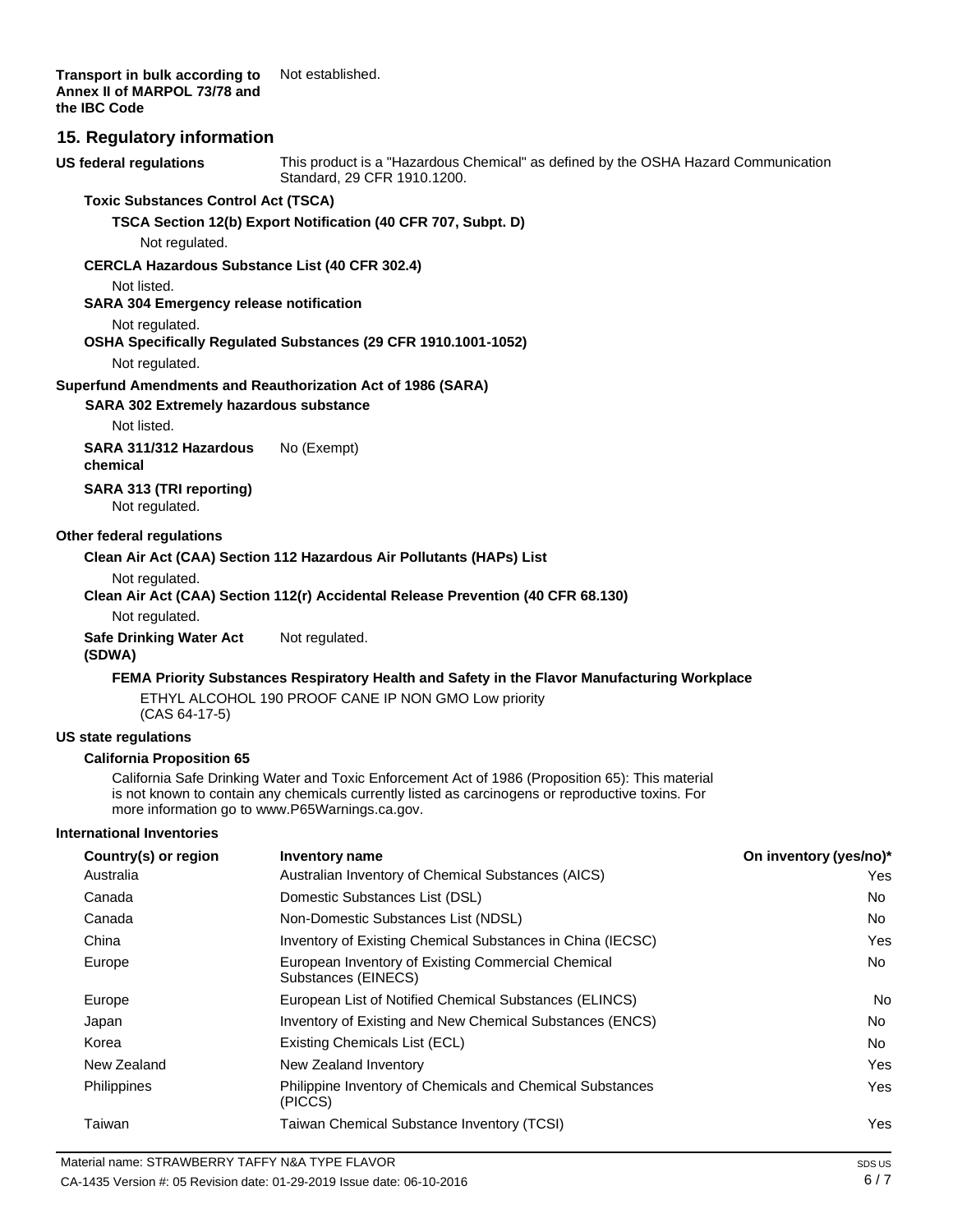**Transport in bulk according to Annex II of MARPOL 73/78 and the IBC Code** Not established.

## 15. Regulatory information

**US federal regulations** This product is a "Hazardous Chemical" as defined by the OSHA Hazard Communication Standard, 29 CFR 1910.1200.

**Toxic Substances Control Act (TSCA)**

**TSCA Section 12(b) Export Notification (40 CFR 707, Subpt. D)**

Not regulated.

**CERCLA Hazardous Substance List (40 CFR 302.4)**

Not listed.

**SARA 304 Emergency release notification**

Not regulated.

**OSHA Specifically Regulated Substances (29 CFR 1910.1001-1052)**

Not regulated.

**Superfund Amendments and Reauthorization Act of 1986 (SARA)**

**SARA 302 Extremely hazardous substance**

Not listed.

**SARA 311/312 Hazardous chemical** No (Exempt)

**SARA 313 (TRI reporting)**

Not regulated.

**Other federal regulations**

**Clean Air Act (CAA) Section 112 Hazardous Air Pollutants (HAPs) List**

Not regulated.

**Clean Air Act (CAA) Section 112(r) Accidental Release Prevention (40 CFR 68.130)**

Not regulated.

**Safe Drinking Water Act (SDWA)** Not regulated.

**FEMA Priority Substances Respiratory Health and Safety in the Flavor Manufacturing Workplace**

ETHYL ALCOHOL 190 PROOF CANE IP NON GMO Low priority (CAS 64-17-5)

**US state regulations**

**California Proposition 65**

California Safe Drinking Water and Toxic Enforcement Act of 1986 (Proposition 65): This material is not known to contain any chemicals currently listed as carcinogens or reproductive toxins. For more information go to www.P65Warnings.ca.gov.

**International Inventories**

| Country(s) or region | Inventory name | On inventory (yes/no)* |
|---|---|---|
| Australia | Australian Inventory of Chemical Substances (AICS) | Yes |
| Canada | Domestic Substances List (DSL) | No |
| Canada | Non-Domestic Substances List (NDSL) | No |
| China | Inventory of Existing Chemical Substances in China (IECSC) | Yes |
| Europe | European Inventory of Existing Commercial Chemical Substances (EINECS) | No |
| Europe | European List of Notified Chemical Substances (ELINCS) | No |
| Japan | Inventory of Existing and New Chemical Substances (ENCS) | No |
| Korea | Existing Chemicals List (ECL) | No |
| New Zealand | New Zealand Inventory | Yes |
| Philippines | Philippine Inventory of Chemicals and Chemical Substances (PICCS) | Yes |
| Taiwan | Taiwan Chemical Substance Inventory (TCSI) | Yes |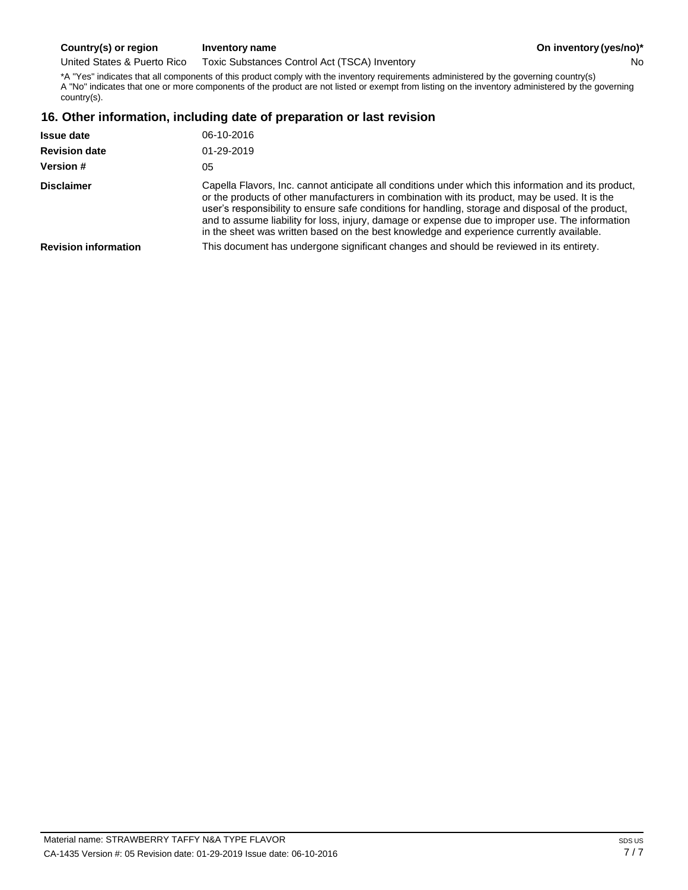| Country(s) or region | Inventory name | On inventory (yes/no)* |
|---|---|---|
| United States & Puerto Rico | Toxic Substances Control Act (TSCA) Inventory | No |

*A "Yes" indicates that all components of this product comply with the inventory requirements administered by the governing country(s)
A "No" indicates that one or more components of the product are not listed or exempt from listing on the inventory administered by the governing country(s).

## 16. Other information, including date of preparation or last revision

| | |
|---|---|
| **Issue date** | 06-10-2016 |
| **Revision date** | 01-29-2019 |
| **Version #** | 05 |
| **Disclaimer** | Capella Flavors, Inc. cannot anticipate all conditions under which this information and its product, or the products of other manufacturers in combination with its product, may be used. It is the user's responsibility to ensure safe conditions for handling, storage and disposal of the product, and to assume liability for loss, injury, damage or expense due to improper use. The information in the sheet was written based on the best knowledge and experience currently available. |
| **Revision information** | This document has undergone significant changes and should be reviewed in its entirety. |